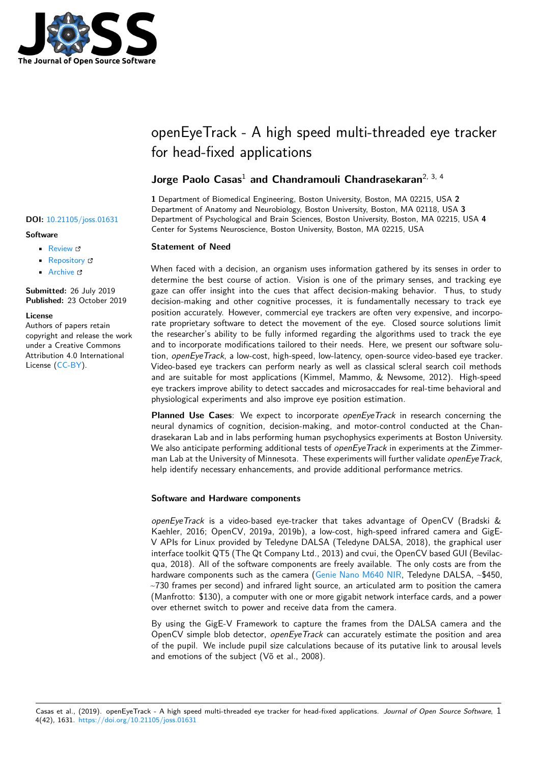# openEyeTrack - A high speed multi-threaded eye tracker for head-fixed applications

**Jorge Paolo Casas**[1] **and Chandramouli Chandrasekaran**[2, 3, 4]

**1** Department of Biomedical Engineering, Boston University, Boston, MA 02215, USA **2** Department of Anatomy and Neurobiology, Boston University, Boston, MA 02118, USA **3** Department of Psychological and Brain Sciences, Boston University, Boston, MA 02215, USA **4** Center for Systems Neuroscience, Boston University, Boston, MA 02215, USA

**DOI:** 10.21105/joss.01631

**Software**

- Review
- Repository
- Archive

**Submitted:** 26 July 2019
**Published:** 23 October 2019

**License**
Authors of papers retain copyright and release the work under a Creative Commons Attribution 4.0 International License (CC-BY).

### Statement of Need

When faced with a decision, an organism uses information gathered by its senses in order to determine the best course of action. Vision is one of the primary senses, and tracking eye gaze can offer insight into the cues that affect decision-making behavior. Thus, to study decision-making and other cognitive processes, it is fundamentally necessary to track eye position accurately. However, commercial eye trackers are often very expensive, and incorporate proprietary software to detect the movement of the eye. Closed source solutions limit the researcher's ability to be fully informed regarding the algorithms used to track the eye and to incorporate modifications tailored to their needs. Here, we present our software solution, *openEyeTrack*, a low-cost, high-speed, low-latency, open-source video-based eye tracker. Video-based eye trackers can perform nearly as well as classical scleral search coil methods and are suitable for most applications (Kimmel, Mammo, & Newsome, 2012). High-speed eye trackers improve ability to detect saccades and microsaccades for real-time behavioral and physiological experiments and also improve eye position estimation.

**Planned Use Cases**: We expect to incorporate *openEyeTrack* in research concerning the neural dynamics of cognition, decision-making, and motor-control conducted at the Chandrasekaran Lab and in labs performing human psychophysics experiments at Boston University. We also anticipate performing additional tests of *openEyeTrack* in experiments at the Zimmerman Lab at the University of Minnesota. These experiments will further validate *openEyeTrack*, help identify necessary enhancements, and provide additional performance metrics.

### Software and Hardware components

*openEyeTrack* is a video-based eye-tracker that takes advantage of OpenCV (Bradski & Kaehler, 2016; OpenCV, 2019a, 2019b), a low-cost, high-speed infrared camera and GigE-V APIs for Linux provided by Teledyne DALSA (Teledyne DALSA, 2018), the graphical user interface toolkit QT5 (The Qt Company Ltd., 2013) and cvui, the OpenCV based GUI (Bevilacqua, 2018). All of the software components are freely available. The only costs are from the hardware components such as the camera (Genie Nano M640 NIR, Teledyne DALSA, ~$450, ~730 frames per second) and infrared light source, an articulated arm to position the camera (Manfrotto: $130), a computer with one or more gigabit network interface cards, and a power over ethernet switch to power and receive data from the camera.

By using the GigE-V Framework to capture the frames from the DALSA camera and the OpenCV simple blob detector, *openEyeTrack* can accurately estimate the position and area of the pupil. We include pupil size calculations because of its putative link to arousal levels and emotions of the subject (Võ et al., 2008).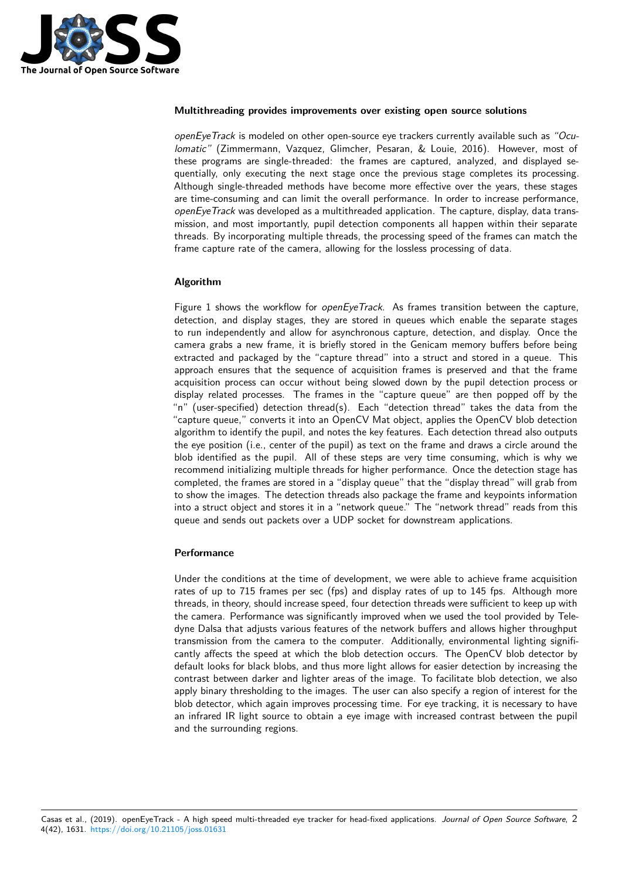### Multithreading provides improvements over existing open source solutions

*openEyeTrack* is modeled on other open-source eye trackers currently available such as *"Oculomatic"* (Zimmermann, Vazquez, Glimcher, Pesaran, & Louie, 2016). However, most of these programs are single-threaded: the frames are captured, analyzed, and displayed sequentially, only executing the next stage once the previous stage completes its processing. Although single-threaded methods have become more effective over the years, these stages are time-consuming and can limit the overall performance. In order to increase performance, *openEyeTrack* was developed as a multithreaded application. The capture, display, data transmission, and most importantly, pupil detection components all happen within their separate threads. By incorporating multiple threads, the processing speed of the frames can match the frame capture rate of the camera, allowing for the lossless processing of data.

### Algorithm

Figure 1 shows the workflow for *openEyeTrack*. As frames transition between the capture, detection, and display stages, they are stored in queues which enable the separate stages to run independently and allow for asynchronous capture, detection, and display. Once the camera grabs a new frame, it is briefly stored in the Genicam memory buffers before being extracted and packaged by the "capture thread" into a struct and stored in a queue. This approach ensures that the sequence of acquisition frames is preserved and that the frame acquisition process can occur without being slowed down by the pupil detection process or display related processes. The frames in the "capture queue" are then popped off by the "n" (user-specified) detection thread(s). Each "detection thread" takes the data from the "capture queue," converts it into an OpenCV Mat object, applies the OpenCV blob detection algorithm to identify the pupil, and notes the key features. Each detection thread also outputs the eye position (i.e., center of the pupil) as text on the frame and draws a circle around the blob identified as the pupil. All of these steps are very time consuming, which is why we recommend initializing multiple threads for higher performance. Once the detection stage has completed, the frames are stored in a "display queue" that the "display thread" will grab from to show the images. The detection threads also package the frame and keypoints information into a struct object and stores it in a "network queue." The "network thread" reads from this queue and sends out packets over a UDP socket for downstream applications.

### Performance

Under the conditions at the time of development, we were able to achieve frame acquisition rates of up to 715 frames per sec (fps) and display rates of up to 145 fps. Although more threads, in theory, should increase speed, four detection threads were sufficient to keep up with the camera. Performance was significantly improved when we used the tool provided by Teledyne Dalsa that adjusts various features of the network buffers and allows higher throughput transmission from the camera to the computer. Additionally, environmental lighting significantly affects the speed at which the blob detection occurs. The OpenCV blob detector by default looks for black blobs, and thus more light allows for easier detection by increasing the contrast between darker and lighter areas of the image. To facilitate blob detection, we also apply binary thresholding to the images. The user can also specify a region of interest for the blob detector, which again improves processing time. For eye tracking, it is necessary to have an infrared IR light source to obtain a eye image with increased contrast between the pupil and the surrounding regions.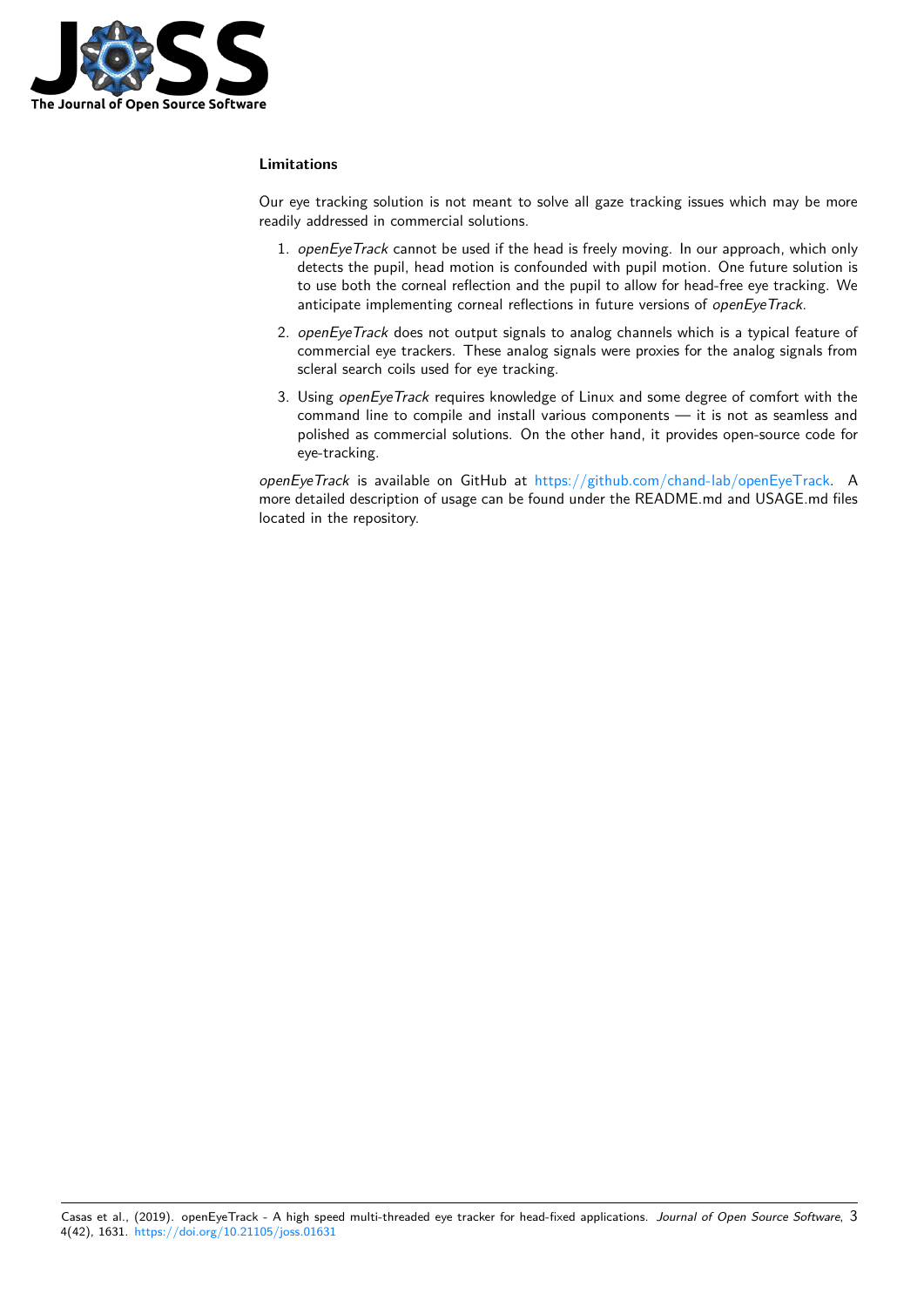### Limitations

Our eye tracking solution is not meant to solve all gaze tracking issues which may be more readily addressed in commercial solutions.

1. *openEyeTrack* cannot be used if the head is freely moving. In our approach, which only detects the pupil, head motion is confounded with pupil motion. One future solution is to use both the corneal reflection and the pupil to allow for head-free eye tracking. We anticipate implementing corneal reflections in future versions of *openEyeTrack*.
2. *openEyeTrack* does not output signals to analog channels which is a typical feature of commercial eye trackers. These analog signals were proxies for the analog signals from scleral search coils used for eye tracking.
3. Using *openEyeTrack* requires knowledge of Linux and some degree of comfort with the command line to compile and install various components — it is not as seamless and polished as commercial solutions. On the other hand, it provides open-source code for eye-tracking.

*openEyeTrack* is available on GitHub at https://github.com/chand-lab/openEyeTrack. A more detailed description of usage can be found under the README.md and USAGE.md files located in the repository.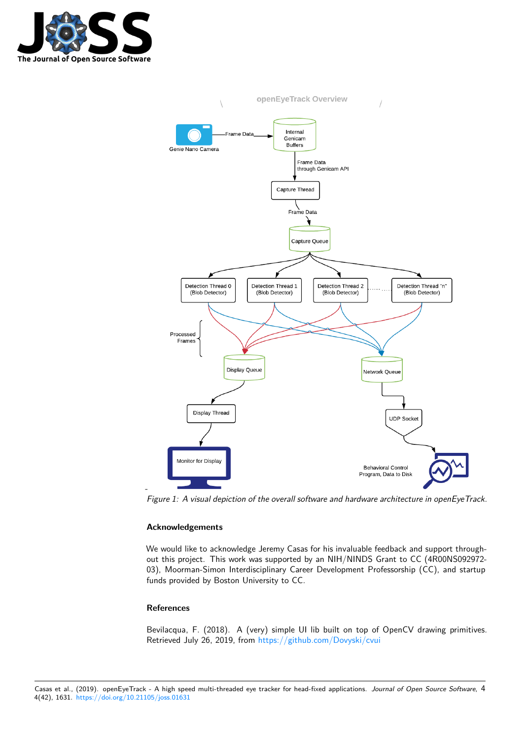*Figure 1: A visual depiction of the overall software and hardware architecture in openEyeTrack.*

### Acknowledgements

We would like to acknowledge Jeremy Casas for his invaluable feedback and support throughout this project. This work was supported by an NIH/NINDS Grant to CC (4R00NS092972-03), Moorman-Simon Interdisciplinary Career Development Professorship (CC), and startup funds provided by Boston University to CC.

### References

Bevilacqua, F. (2018). A (very) simple UI lib built on top of OpenCV drawing primitives. Retrieved July 26, 2019, from https://github.com/Dovyski/cvui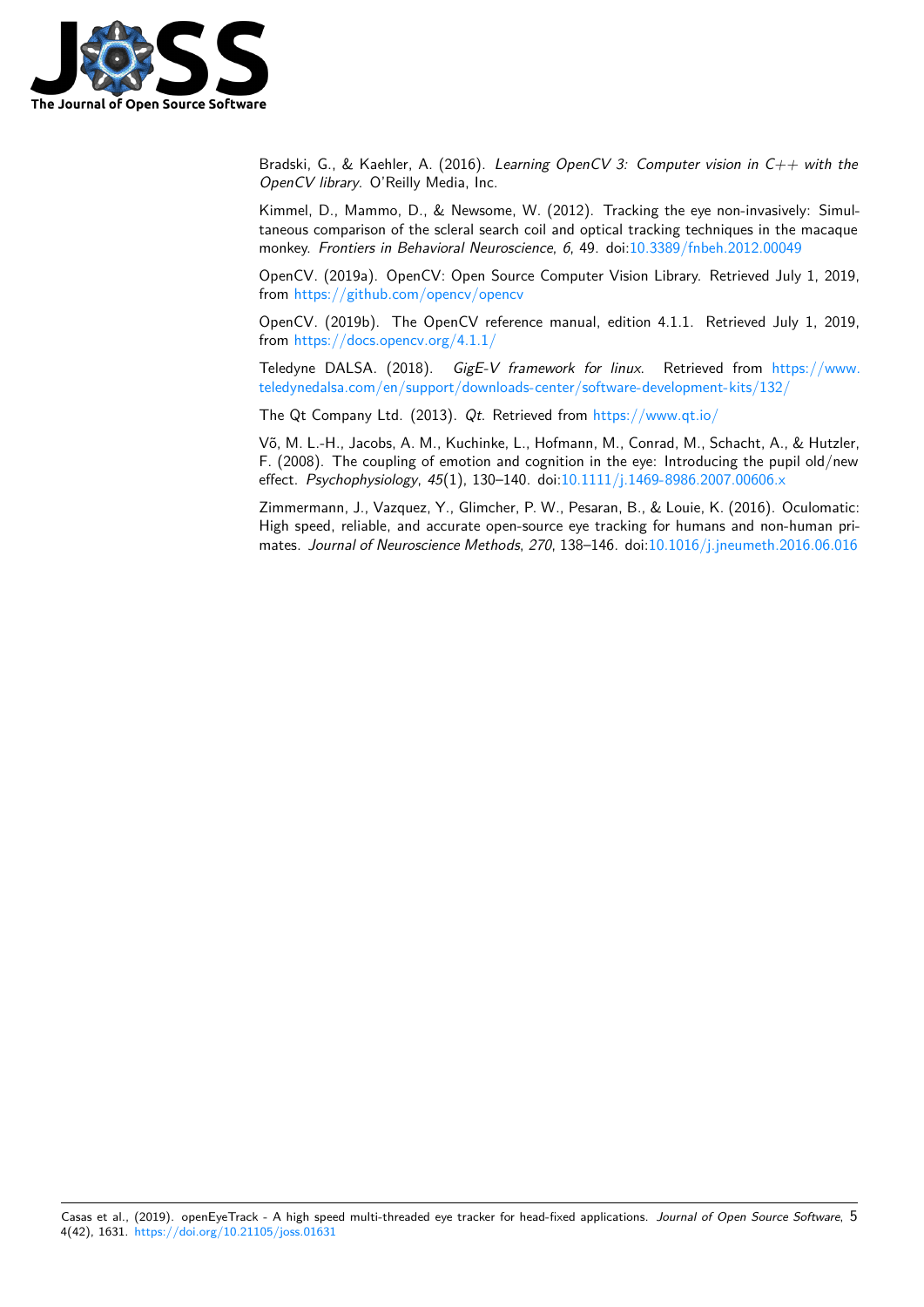Bradski, G., & Kaehler, A. (2016). *Learning OpenCV 3: Computer vision in C++ with the OpenCV library*. O'Reilly Media, Inc.

Kimmel, D., Mammo, D., & Newsome, W. (2012). Tracking the eye non-invasively: Simultaneous comparison of the scleral search coil and optical tracking techniques in the macaque monkey. *Frontiers in Behavioral Neuroscience*, *6*, 49. doi:10.3389/fnbeh.2012.00049

OpenCV. (2019a). OpenCV: Open Source Computer Vision Library. Retrieved July 1, 2019, from https://github.com/opencv/opencv

OpenCV. (2019b). The OpenCV reference manual, edition 4.1.1. Retrieved July 1, 2019, from https://docs.opencv.org/4.1.1/

Teledyne DALSA. (2018). *GigE-V framework for linux*. Retrieved from https://www.teledynedalsa.com/en/support/downloads-center/software-development-kits/132/

The Qt Company Ltd. (2013). *Qt*. Retrieved from https://www.qt.io/

Võ, M. L.-H., Jacobs, A. M., Kuchinke, L., Hofmann, M., Conrad, M., Schacht, A., & Hutzler, F. (2008). The coupling of emotion and cognition in the eye: Introducing the pupil old/new effect. *Psychophysiology*, *45*(1), 130–140. doi:10.1111/j.1469-8986.2007.00606.x

Zimmermann, J., Vazquez, Y., Glimcher, P. W., Pesaran, B., & Louie, K. (2016). Oculomatic: High speed, reliable, and accurate open-source eye tracking for humans and non-human primates. *Journal of Neuroscience Methods*, *270*, 138–146. doi:10.1016/j.jneumeth.2016.06.016